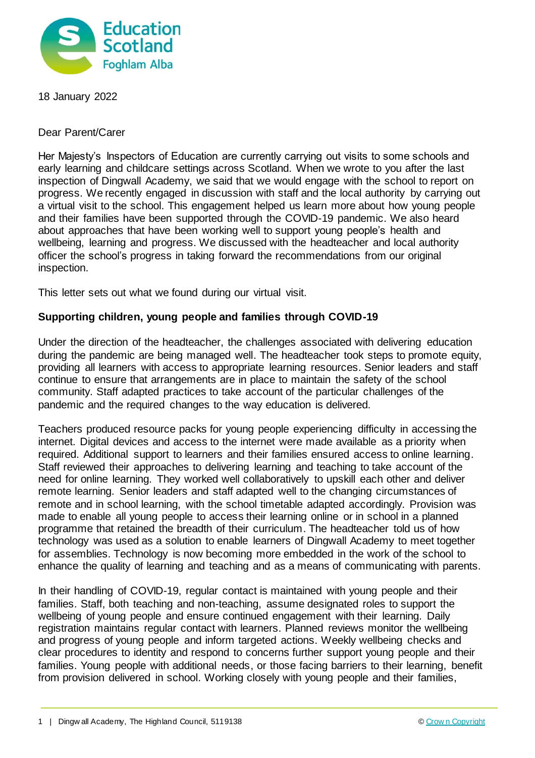18 January 2022

Dear Parent/Carer

Her Majesty's Inspectors of Education are currently carrying out visits to some schools and early learning and childcare settings across Scotland. When we wrote to you after the last inspection of Dingwall Academy, we said that we would engage with the school to report on progress. We recently engaged in discussion with staff and the local authority by carrying out a virtual visit to the school. This engagement helped us learn more about how young people and their families have been supported through the COVID-19 pandemic. We also heard about approaches that have been working well to support young people's health and wellbeing, learning and progress. We discussed with the headteacher and local authority officer the school's progress in taking forward the recommendations from our original inspection.

This letter sets out what we found during our virtual visit.

## Supporting children, young people and families through COVID-19

Under the direction of the headteacher, the challenges associated with delivering education during the pandemic are being managed well. The headteacher took steps to promote equity, providing all learners with access to appropriate learning resources. Senior leaders and staff continue to ensure that arrangements are in place to maintain the safety of the school community. Staff adapted practices to take account of the particular challenges of the pandemic and the required changes to the way education is delivered.

Teachers produced resource packs for young people experiencing difficulty in accessing the internet. Digital devices and access to the internet were made available as a priority when required. Additional support to learners and their families ensured access to online learning. Staff reviewed their approaches to delivering learning and teaching to take account of the need for online learning. They worked well collaboratively to upskill each other and deliver remote learning. Senior leaders and staff adapted well to the changing circumstances of remote and in school learning, with the school timetable adapted accordingly. Provision was made to enable all young people to access their learning online or in school in a planned programme that retained the breadth of their curriculum. The headteacher told us of how technology was used as a solution to enable learners of Dingwall Academy to meet together for assemblies. Technology is now becoming more embedded in the work of the school to enhance the quality of learning and teaching and as a means of communicating with parents.

In their handling of COVID-19, regular contact is maintained with young people and their families. Staff, both teaching and non-teaching, assume designated roles to support the wellbeing of young people and ensure continued engagement with their learning. Daily registration maintains regular contact with learners. Planned reviews monitor the wellbeing and progress of young people and inform targeted actions. Weekly wellbeing checks and clear procedures to identity and respond to concerns further support young people and their families. Young people with additional needs, or those facing barriers to their learning, benefit from provision delivered in school. Working closely with young people and their families,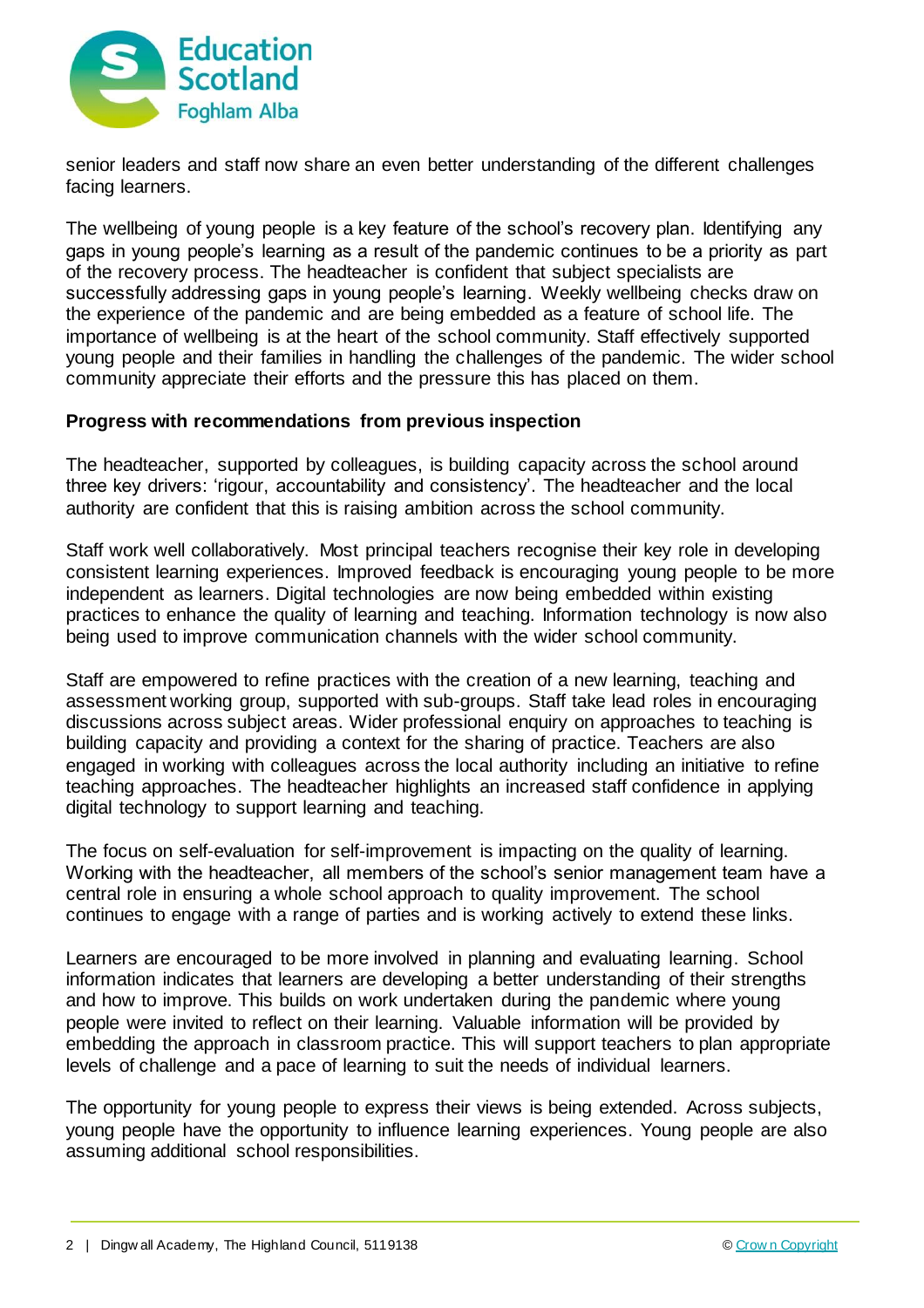senior leaders and staff now share an even better understanding of the different challenges facing learners.

The wellbeing of young people is a key feature of the school's recovery plan. Identifying any gaps in young people's learning as a result of the pandemic continues to be a priority as part of the recovery process. The headteacher is confident that subject specialists are successfully addressing gaps in young people's learning. Weekly wellbeing checks draw on the experience of the pandemic and are being embedded as a feature of school life. The importance of wellbeing is at the heart of the school community. Staff effectively supported young people and their families in handling the challenges of the pandemic. The wider school community appreciate their efforts and the pressure this has placed on them.

**Progress with recommendations from previous inspection**

The headteacher, supported by colleagues, is building capacity across the school around three key drivers: 'rigour, accountability and consistency'. The headteacher and the local authority are confident that this is raising ambition across the school community.

Staff work well collaboratively. Most principal teachers recognise their key role in developing consistent learning experiences. Improved feedback is encouraging young people to be more independent as learners. Digital technologies are now being embedded within existing practices to enhance the quality of learning and teaching. Information technology is now also being used to improve communication channels with the wider school community.

Staff are empowered to refine practices with the creation of a new learning, teaching and assessment working group, supported with sub-groups. Staff take lead roles in encouraging discussions across subject areas. Wider professional enquiry on approaches to teaching is building capacity and providing a context for the sharing of practice. Teachers are also engaged in working with colleagues across the local authority including an initiative to refine teaching approaches. The headteacher highlights an increased staff confidence in applying digital technology to support learning and teaching.

The focus on self-evaluation for self-improvement is impacting on the quality of learning. Working with the headteacher, all members of the school's senior management team have a central role in ensuring a whole school approach to quality improvement. The school continues to engage with a range of parties and is working actively to extend these links.

Learners are encouraged to be more involved in planning and evaluating learning. School information indicates that learners are developing a better understanding of their strengths and how to improve. This builds on work undertaken during the pandemic where young people were invited to reflect on their learning. Valuable information will be provided by embedding the approach in classroom practice. This will support teachers to plan appropriate levels of challenge and a pace of learning to suit the needs of individual learners.

The opportunity for young people to express their views is being extended. Across subjects, young people have the opportunity to influence learning experiences. Young people are also assuming additional school responsibilities.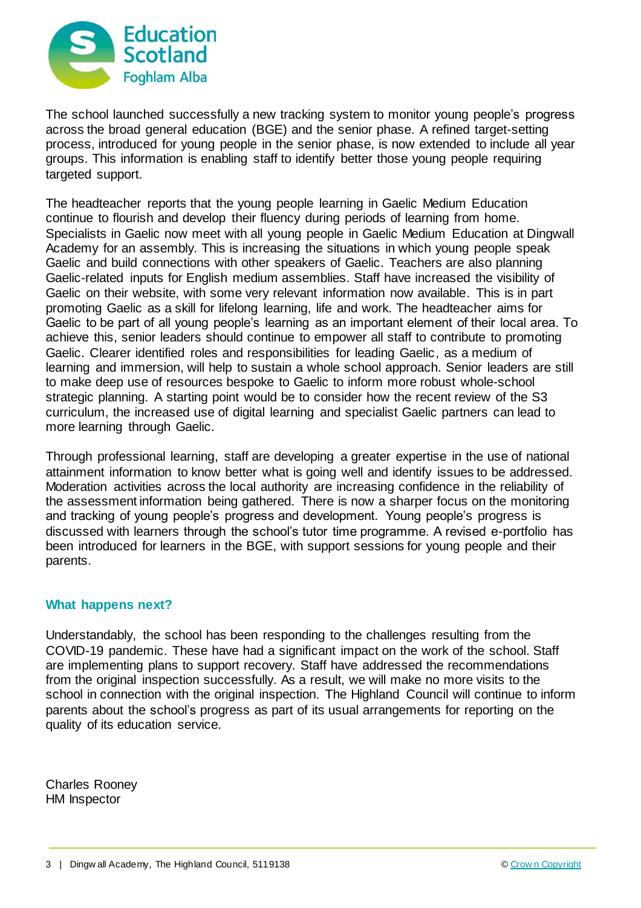The school launched successfully a new tracking system to monitor young people's progress across the broad general education (BGE) and the senior phase. A refined target-setting process, introduced for young people in the senior phase, is now extended to include all year groups. This information is enabling staff to identify better those young people requiring targeted support.

The headteacher reports that the young people learning in Gaelic Medium Education continue to flourish and develop their fluency during periods of learning from home. Specialists in Gaelic now meet with all young people in Gaelic Medium Education at Dingwall Academy for an assembly. This is increasing the situations in which young people speak Gaelic and build connections with other speakers of Gaelic. Teachers are also planning Gaelic-related inputs for English medium assemblies. Staff have increased the visibility of Gaelic on their website, with some very relevant information now available. This is in part promoting Gaelic as a skill for lifelong learning, life and work. The headteacher aims for Gaelic to be part of all young people's learning as an important element of their local area. To achieve this, senior leaders should continue to empower all staff to contribute to promoting Gaelic. Clearer identified roles and responsibilities for leading Gaelic, as a medium of learning and immersion, will help to sustain a whole school approach. Senior leaders are still to make deep use of resources bespoke to Gaelic to inform more robust whole-school strategic planning. A starting point would be to consider how the recent review of the S3 curriculum, the increased use of digital learning and specialist Gaelic partners can lead to more learning through Gaelic.

Through professional learning, staff are developing a greater expertise in the use of national attainment information to know better what is going well and identify issues to be addressed. Moderation activities across the local authority are increasing confidence in the reliability of the assessment information being gathered. There is now a sharper focus on the monitoring and tracking of young people's progress and development. Young people's progress is discussed with learners through the school's tutor time programme. A revised e-portfolio has been introduced for learners in the BGE, with support sessions for young people and their parents.

## What happens next?

Understandably, the school has been responding to the challenges resulting from the COVID-19 pandemic. These have had a significant impact on the work of the school. Staff are implementing plans to support recovery. Staff have addressed the recommendations from the original inspection successfully. As a result, we will make no more visits to the school in connection with the original inspection. The Highland Council will continue to inform parents about the school's progress as part of its usual arrangements for reporting on the quality of its education service.

Charles Rooney
HM Inspector